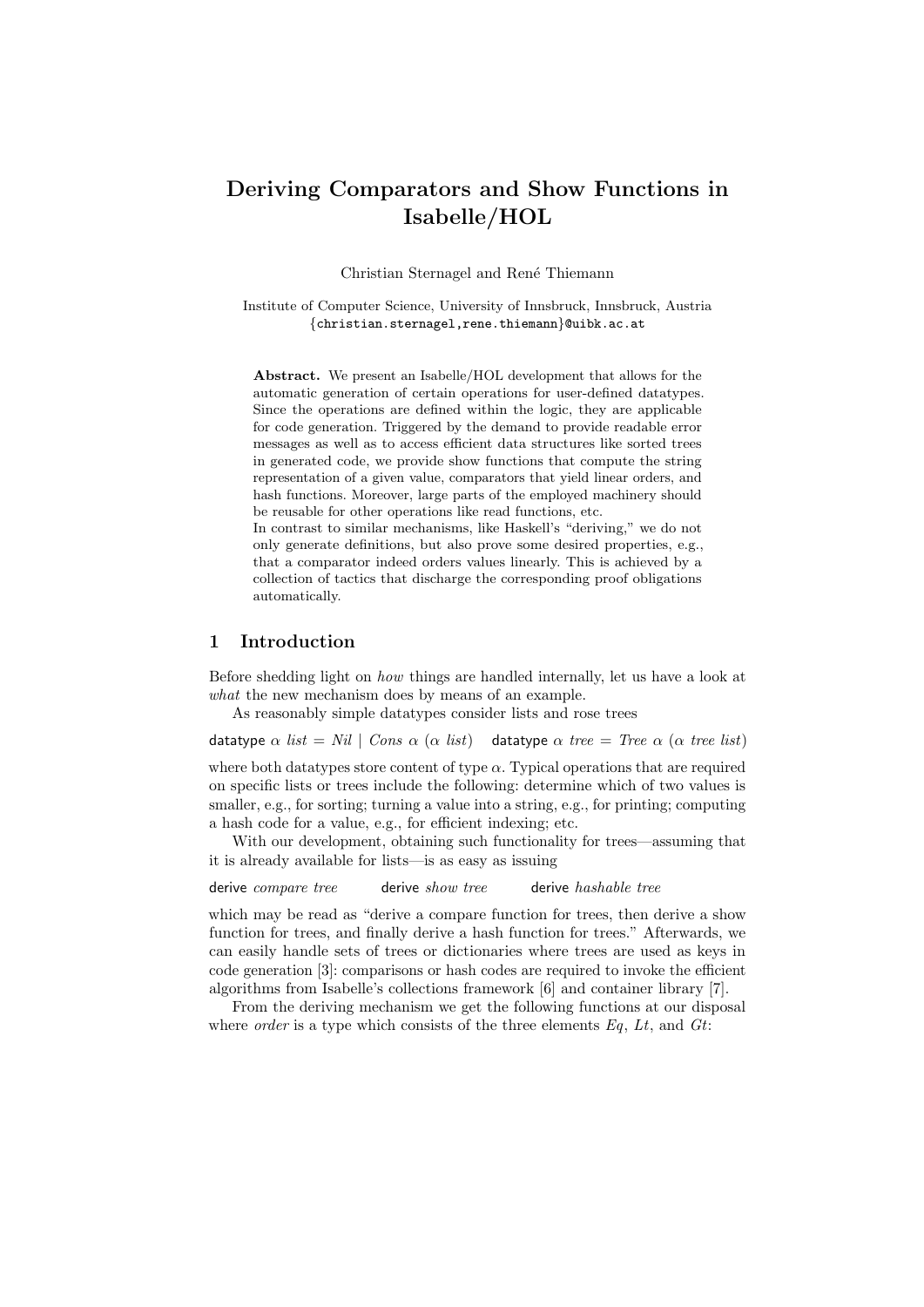# Deriving Comparators and Show Functions in Isabelle/HOL

Christian Sternagel and René Thiemann

Institute of Computer Science, University of Innsbruck, Innsbruck, Austria
{christian.sternagel,rene.thiemann}@uibk.ac.at

**Abstract.** We present an Isabelle/HOL development that allows for the automatic generation of certain operations for user-defined datatypes. Since the operations are defined within the logic, they are applicable for code generation. Triggered by the demand to provide readable error messages as well as to access efficient data structures like sorted trees in generated code, we provide show functions that compute the string representation of a given value, comparators that yield linear orders, and hash functions. Moreover, large parts of the employed machinery should be reusable for other operations like read functions, etc.
In contrast to similar mechanisms, like Haskell's "deriving," we do not only generate definitions, but also prove some desired properties, e.g., that a comparator indeed orders values linearly. This is achieved by a collection of tactics that discharge the corresponding proof obligations automatically.

## 1 Introduction

Before shedding light on *how* things are handled internally, let us have a look at *what* the new mechanism does by means of an example.

As reasonably simple datatypes consider lists and rose trees

datatype $\alpha$ *list* = *Nil* | *Cons* $\alpha$ ($\alpha$ *list*)    datatype $\alpha$ *tree* = *Tree* $\alpha$ ($\alpha$ *tree list*)

where both datatypes store content of type $\alpha$. Typical operations that are required on specific lists or trees include the following: determine which of two values is smaller, e.g., for sorting; turning a value into a string, e.g., for printing; computing a hash code for a value, e.g., for efficient indexing; etc.

With our development, obtaining such functionality for trees—assuming that it is already available for lists—is as easy as issuing

derive *compare tree*    derive *show tree*    derive *hashable tree*

which may be read as "derive a compare function for trees, then derive a show function for trees, and finally derive a hash function for trees." Afterwards, we can easily handle sets of trees or dictionaries where trees are used as keys in code generation [3]: comparisons or hash codes are required to invoke the efficient algorithms from Isabelle's collections framework [6] and container library [7].

From the deriving mechanism we get the following functions at our disposal where *order* is a type which consists of the three elements *Eq*, *Lt*, and *Gt*: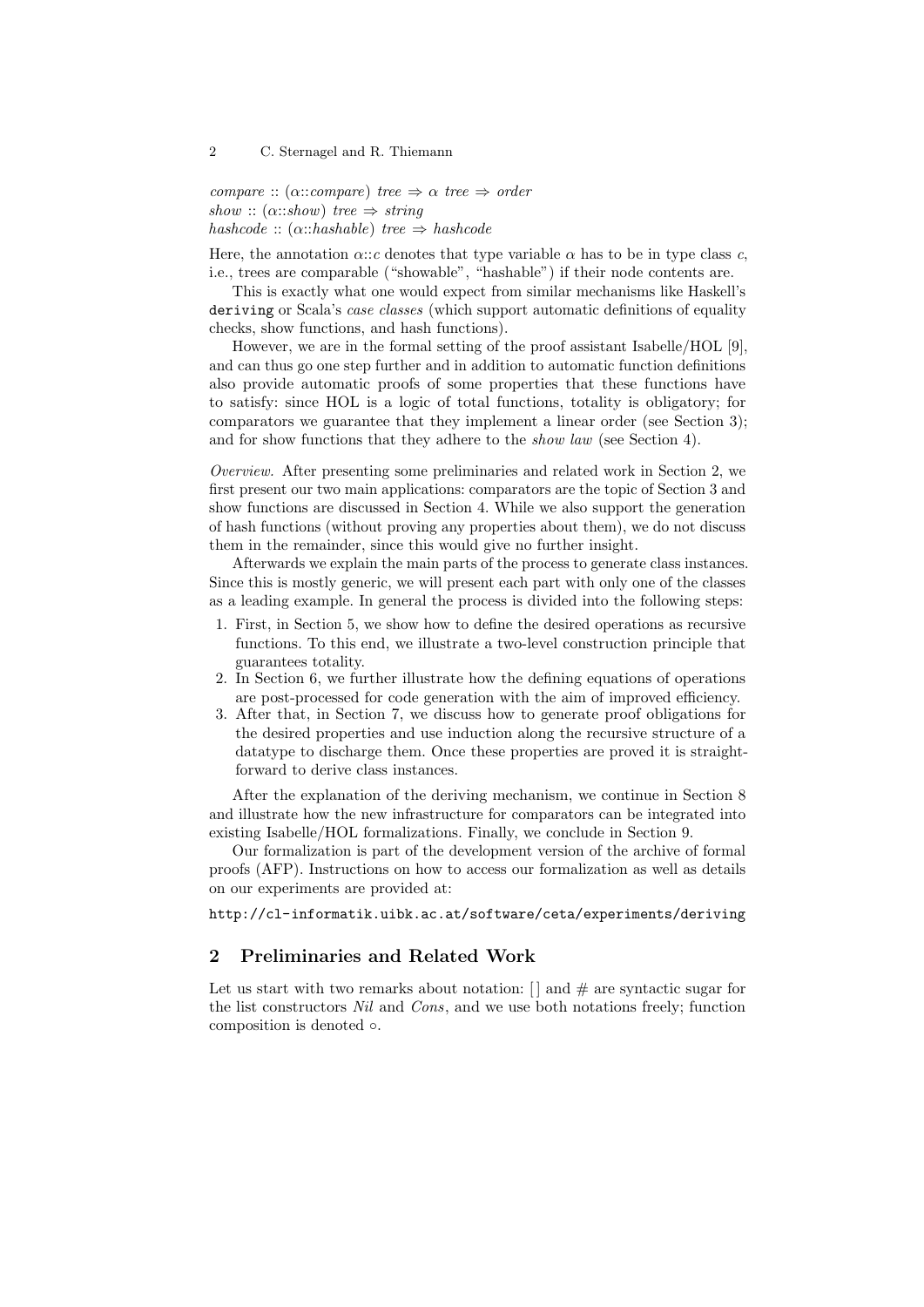$compare :: (\alpha{::}compare)\ tree \Rightarrow \alpha\ tree \Rightarrow order$
$show :: (\alpha{::}show)\ tree \Rightarrow string$
$hashcode :: (\alpha{::}hashable)\ tree \Rightarrow hashcode$

Here, the annotation $\alpha{::}c$ denotes that type variable $\alpha$ has to be in type class $c$, i.e., trees are comparable ("showable", "hashable") if their node contents are.

This is exactly what one would expect from similar mechanisms like Haskell's `deriving` or Scala's *case classes* (which support automatic definitions of equality checks, show functions, and hash functions).

However, we are in the formal setting of the proof assistant Isabelle/HOL [9], and can thus go one step further and in addition to automatic function definitions also provide automatic proofs of some properties that these functions have to satisfy: since HOL is a logic of total functions, totality is obligatory; for comparators we guarantee that they implement a linear order (see Section 3); and for show functions that they adhere to the *show law* (see Section 4).

*Overview.* After presenting some preliminaries and related work in Section 2, we first present our two main applications: comparators are the topic of Section 3 and show functions are discussed in Section 4. While we also support the generation of hash functions (without proving any properties about them), we do not discuss them in the remainder, since this would give no further insight.

Afterwards we explain the main parts of the process to generate class instances. Since this is mostly generic, we will present each part with only one of the classes as a leading example. In general the process is divided into the following steps:

1. First, in Section 5, we show how to define the desired operations as recursive functions. To this end, we illustrate a two-level construction principle that guarantees totality.
2. In Section 6, we further illustrate how the defining equations of operations are post-processed for code generation with the aim of improved efficiency.
3. After that, in Section 7, we discuss how to generate proof obligations for the desired properties and use induction along the recursive structure of a datatype to discharge them. Once these properties are proved it is straightforward to derive class instances.

After the explanation of the deriving mechanism, we continue in Section 8 and illustrate how the new infrastructure for comparators can be integrated into existing Isabelle/HOL formalizations. Finally, we conclude in Section 9.

Our formalization is part of the development version of the archive of formal proofs (AFP). Instructions on how to access our formalization as well as details on our experiments are provided at:

`http://cl-informatik.uibk.ac.at/software/ceta/experiments/deriving`

## 2 Preliminaries and Related Work

Let us start with two remarks about notation: [] and # are syntactic sugar for the list constructors *Nil* and *Cons*, and we use both notations freely; function composition is denoted $\circ$.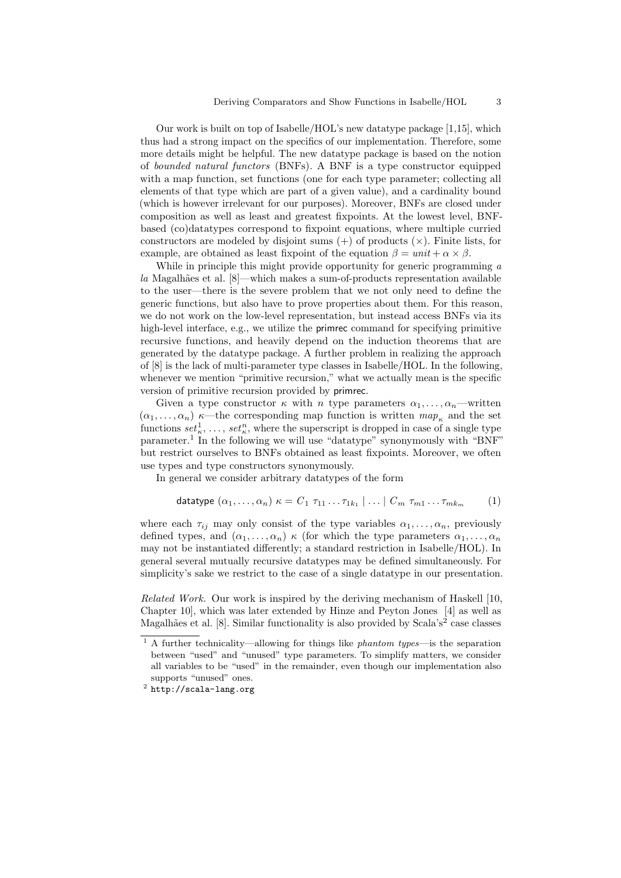Our work is built on top of Isabelle/HOL's new datatype package [1,15], which thus had a strong impact on the specifics of our implementation. Therefore, some more details might be helpful. The new datatype package is based on the notion of *bounded natural functors* (BNFs). A BNF is a type constructor equipped with a map function, set functions (one for each type parameter; collecting all elements of that type which are part of a given value), and a cardinality bound (which is however irrelevant for our purposes). Moreover, BNFs are closed under composition as well as least and greatest fixpoints. At the lowest level, BNF-based (co)datatypes correspond to fixpoint equations, where multiple curried constructors are modeled by disjoint sums ($+$) of products ($\times$). Finite lists, for example, are obtained as least fixpoint of the equation $\beta = unit + \alpha \times \beta$.

While in principle this might provide opportunity for generic programming *a la* Magalhães et al. [8]—which makes a sum-of-products representation available to the user—there is the severe problem that we not only need to define the generic functions, but also have to prove properties about them. For this reason, we do not work on the low-level representation, but instead access BNFs via its high-level interface, e.g., we utilize the primrec command for specifying primitive recursive functions, and heavily depend on the induction theorems that are generated by the datatype package. A further problem in realizing the approach of [8] is the lack of multi-parameter type classes in Isabelle/HOL. In the following, whenever we mention "primitive recursion," what we actually mean is the specific version of primitive recursion provided by primrec.

Given a type constructor $\kappa$ with $n$ type parameters $\alpha_1, \ldots, \alpha_n$—written $(\alpha_1, \ldots, \alpha_n)\ \kappa$—the corresponding map function is written $map_\kappa$ and the set functions $set^1_\kappa, \ldots, set^n_\kappa$, where the superscript is dropped in case of a single type parameter.[1] In the following we will use "datatype" synonymously with "BNF" but restrict ourselves to BNFs obtained as least fixpoints. Moreover, we often use types and type constructors synonymously.

In general we consider arbitrary datatypes of the form

$$\mathsf{datatype}\ (\alpha_1, \ldots, \alpha_n)\ \kappa = C_1\ \tau_{11} \ldots \tau_{1k_1} \mid \ldots \mid C_m\ \tau_{m1} \ldots \tau_{mk_m} \qquad (1)$$

where each $\tau_{ij}$ may only consist of the type variables $\alpha_1, \ldots, \alpha_n$, previously defined types, and $(\alpha_1, \ldots, \alpha_n)\ \kappa$ (for which the type parameters $\alpha_1, \ldots, \alpha_n$ may not be instantiated differently; a standard restriction in Isabelle/HOL). In general several mutually recursive datatypes may be defined simultaneously. For simplicity's sake we restrict to the case of a single datatype in our presentation.

*Related Work.* Our work is inspired by the deriving mechanism of Haskell [10, Chapter 10], which was later extended by Hinze and Peyton Jones [4] as well as Magalhães et al. [8]. Similar functionality is also provided by Scala's[2] case classes

[1] A further technicality—allowing for things like *phantom types*—is the separation between "used" and "unused" type parameters. To simplify matters, we consider all variables to be "used" in the remainder, even though our implementation also supports "unused" ones.

[2] `http://scala-lang.org`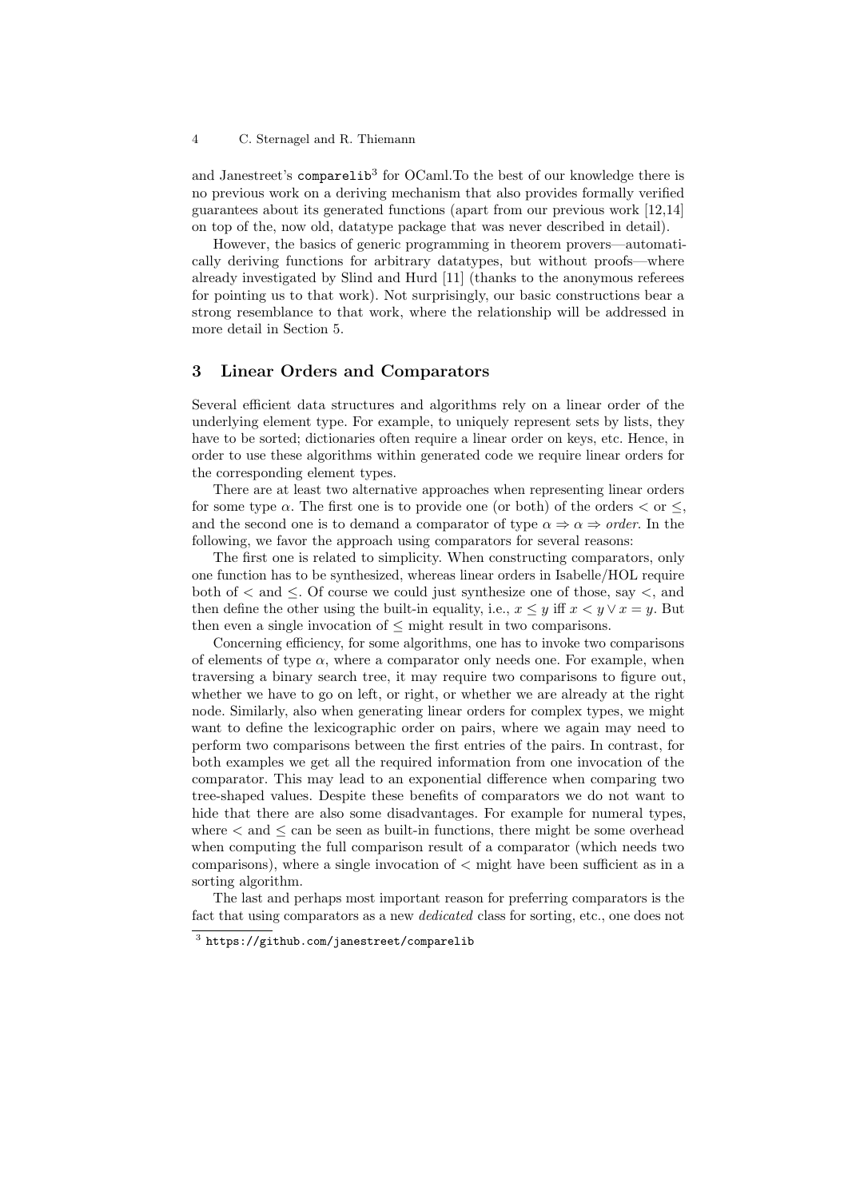and Janestreet's `comparelib`[3] for OCaml.To the best of our knowledge there is no previous work on a deriving mechanism that also provides formally verified guarantees about its generated functions (apart from our previous work [12,14] on top of the, now old, datatype package that was never described in detail).

However, the basics of generic programming in theorem provers—automatically deriving functions for arbitrary datatypes, but without proofs—where already investigated by Slind and Hurd [11] (thanks to the anonymous referees for pointing us to that work). Not surprisingly, our basic constructions bear a strong resemblance to that work, where the relationship will be addressed in more detail in Section 5.

## 3 Linear Orders and Comparators

Several efficient data structures and algorithms rely on a linear order of the underlying element type. For example, to uniquely represent sets by lists, they have to be sorted; dictionaries often require a linear order on keys, etc. Hence, in order to use these algorithms within generated code we require linear orders for the corresponding element types.

There are at least two alternative approaches when representing linear orders for some type $\alpha$. The first one is to provide one (or both) of the orders $<$ or $\leq$, and the second one is to demand a comparator of type $\alpha \Rightarrow \alpha \Rightarrow$ *order*. In the following, we favor the approach using comparators for several reasons:

The first one is related to simplicity. When constructing comparators, only one function has to be synthesized, whereas linear orders in Isabelle/HOL require both of $<$ and $\leq$. Of course we could just synthesize one of those, say $<$, and then define the other using the built-in equality, i.e., $x \leq y$ iff $x < y \vee x = y$. But then even a single invocation of $\leq$ might result in two comparisons.

Concerning efficiency, for some algorithms, one has to invoke two comparisons of elements of type $\alpha$, where a comparator only needs one. For example, when traversing a binary search tree, it may require two comparisons to figure out, whether we have to go on left, or right, or whether we are already at the right node. Similarly, also when generating linear orders for complex types, we might want to define the lexicographic order on pairs, where we again may need to perform two comparisons between the first entries of the pairs. In contrast, for both examples we get all the required information from one invocation of the comparator. This may lead to an exponential difference when comparing two tree-shaped values. Despite these benefits of comparators we do not want to hide that there are also some disadvantages. For example for numeral types, where $<$ and $\leq$ can be seen as built-in functions, there might be some overhead when computing the full comparison result of a comparator (which needs two comparisons), where a single invocation of $<$ might have been sufficient as in a sorting algorithm.

The last and perhaps most important reason for preferring comparators is the fact that using comparators as a new *dedicated* class for sorting, etc., one does not

[3] `https://github.com/janestreet/comparelib`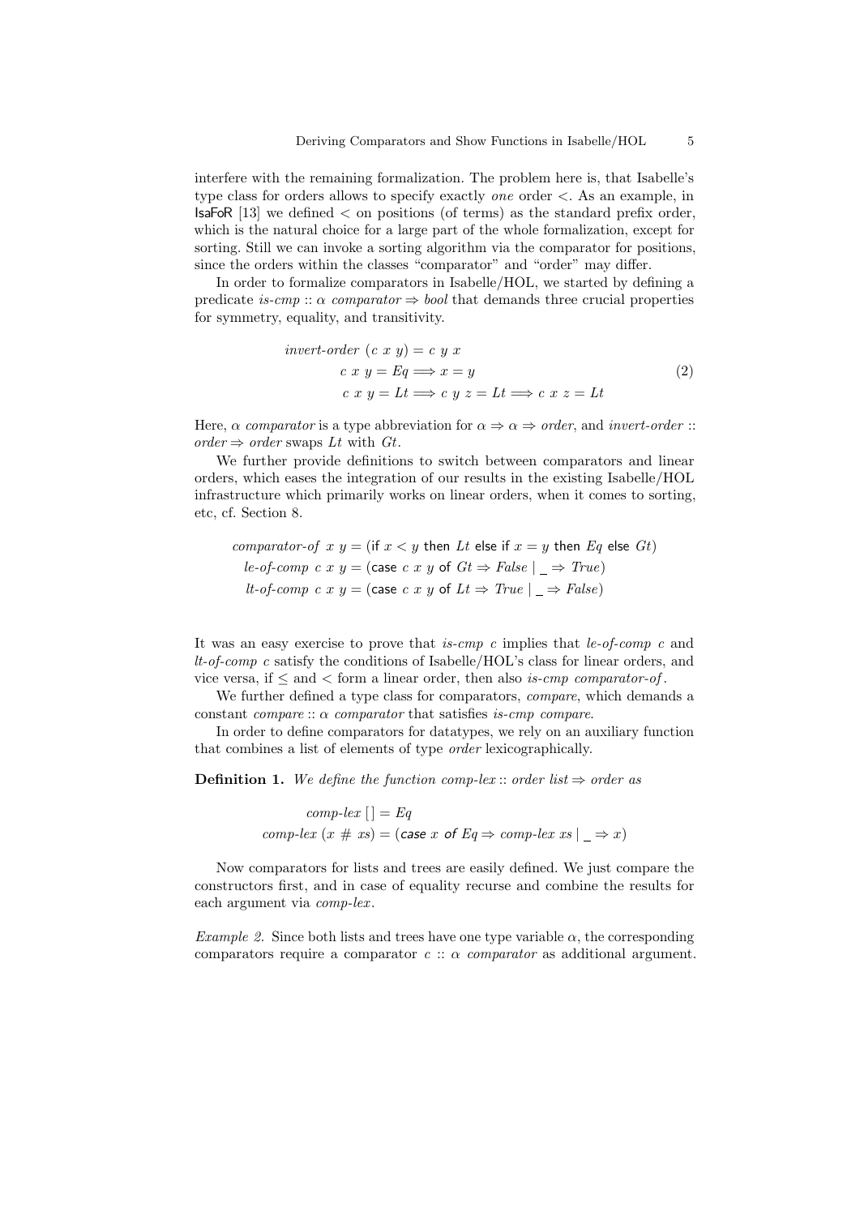interfere with the remaining formalization. The problem here is, that Isabelle's type class for orders allows to specify exactly *one* order $<$. As an example, in IsaFoR [13] we defined $<$ on positions (of terms) as the standard prefix order, which is the natural choice for a large part of the whole formalization, except for sorting. Still we can invoke a sorting algorithm via the comparator for positions, since the orders within the classes "comparator" and "order" may differ.

In order to formalize comparators in Isabelle/HOL, we started by defining a predicate *is-cmp* :: $\alpha$ *comparator* $\Rightarrow$ *bool* that demands three crucial properties for symmetry, equality, and transitivity.

$$
\begin{aligned}
\textit{invert-order}\ (c\ x\ y) &= c\ y\ x \\
c\ x\ y = \textit{Eq} &\Longrightarrow x = y \\
c\ x\ y = \textit{Lt} &\Longrightarrow c\ y\ z = \textit{Lt} \Longrightarrow c\ x\ z = \textit{Lt}
\end{aligned}
\tag{2}
$$

Here, $\alpha$ *comparator* is a type abbreviation for $\alpha \Rightarrow \alpha \Rightarrow$ *order*, and *invert-order* :: *order* $\Rightarrow$ *order* swaps *Lt* with *Gt*.

We further provide definitions to switch between comparators and linear orders, which eases the integration of our results in the existing Isabelle/HOL infrastructure which primarily works on linear orders, when it comes to sorting, etc, cf. Section 8.

$$
\begin{aligned}
\textit{comparator-of}\ x\ y &= (\mathsf{if}\ x < y\ \mathsf{then}\ \textit{Lt}\ \mathsf{else\ if}\ x = y\ \mathsf{then}\ \textit{Eq}\ \mathsf{else}\ \textit{Gt}) \\
\textit{le-of-comp}\ c\ x\ y &= (\mathsf{case}\ c\ x\ y\ \mathsf{of}\ \textit{Gt} \Rightarrow \textit{False} \mid \_ \Rightarrow \textit{True}) \\
\textit{lt-of-comp}\ c\ x\ y &= (\mathsf{case}\ c\ x\ y\ \mathsf{of}\ \textit{Lt} \Rightarrow \textit{True} \mid \_ \Rightarrow \textit{False})
\end{aligned}
$$

It was an easy exercise to prove that *is-cmp c* implies that *le-of-comp c* and *lt-of-comp c* satisfy the conditions of Isabelle/HOL's class for linear orders, and vice versa, if $\leq$ and $<$ form a linear order, then also *is-cmp comparator-of*.

We further defined a type class for comparators, *compare*, which demands a constant *compare* :: $\alpha$ *comparator* that satisfies *is-cmp compare*.

In order to define comparators for datatypes, we rely on an auxiliary function that combines a list of elements of type *order* lexicographically.

**Definition 1.** *We define the function comp-lex* :: *order list* $\Rightarrow$ *order as*

$$
\begin{aligned}
\textit{comp-lex}\ [\,] &= \textit{Eq} \\
\textit{comp-lex}\ (x\ \#\ xs) &= (\mathsf{case}\ x\ \mathsf{of}\ \textit{Eq} \Rightarrow \textit{comp-lex}\ xs \mid \_ \Rightarrow x)
\end{aligned}
$$

Now comparators for lists and trees are easily defined. We just compare the constructors first, and in case of equality recurse and combine the results for each argument via *comp-lex*.

*Example 2.* Since both lists and trees have one type variable $\alpha$, the corresponding comparators require a comparator $c$ :: $\alpha$ *comparator* as additional argument.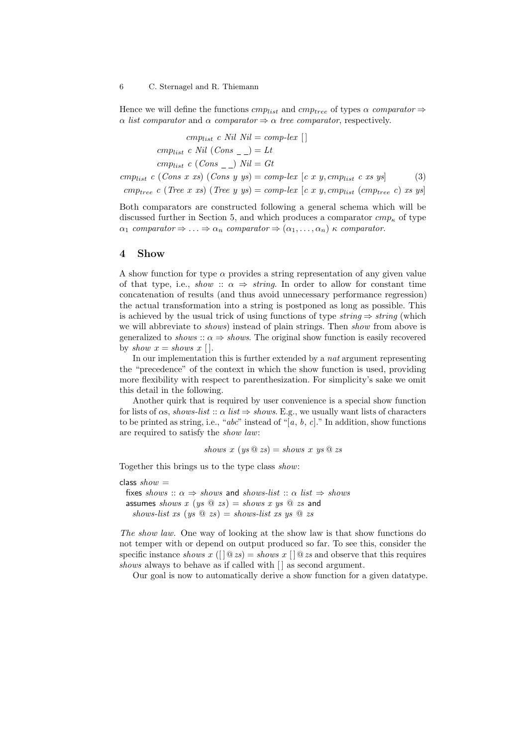Hence we will define the functions $cmp_{list}$ and $cmp_{tree}$ of types $\alpha$ *comparator* $\Rightarrow$ $\alpha$ *list comparator* and $\alpha$ *comparator* $\Rightarrow$ $\alpha$ *tree comparator*, respectively.

$$
\begin{aligned}
cmp_{list}\ c\ Nil\ Nil &= comp\text{-}lex\ [\,] \\
cmp_{list}\ c\ Nil\ (Cons\ \_\ \_) &= Lt \\
cmp_{list}\ c\ (Cons\ \_\ \_)\ Nil &= Gt \\
cmp_{list}\ c\ (Cons\ x\ xs)\ (Cons\ y\ ys) &= comp\text{-}lex\ [c\ x\ y, cmp_{list}\ c\ xs\ ys] \qquad (3)\\
cmp_{tree}\ c\ (Tree\ x\ xs)\ (Tree\ y\ ys) &= comp\text{-}lex\ [c\ x\ y, cmp_{list}\ (cmp_{tree}\ c)\ xs\ ys]
\end{aligned}
$$

Both comparators are constructed following a general schema which will be discussed further in Section 5, and which produces a comparator $cmp_\kappa$ of type $\alpha_1$ *comparator* $\Rightarrow \ldots \Rightarrow \alpha_n$ *comparator* $\Rightarrow (\alpha_1, \ldots, \alpha_n)\ \kappa$ *comparator*.

# 4 Show

A show function for type $\alpha$ provides a string representation of any given value of that type, i.e., *show* :: $\alpha \Rightarrow$ *string*. In order to allow for constant time concatenation of results (and thus avoid unnecessary performance regression) the actual transformation into a string is postponed as long as possible. This is achieved by the usual trick of using functions of type *string* $\Rightarrow$ *string* (which we will abbreviate to *shows*) instead of plain strings. Then *show* from above is generalized to *shows* :: $\alpha \Rightarrow$ *shows*. The original show function is easily recovered by *show* $x$ = *shows* $x$ [].

In our implementation this is further extended by a *nat* argument representing the "precedence" of the context in which the show function is used, providing more flexibility with respect to parenthesization. For simplicity's sake we omit this detail in the following.

Another quirk that is required by user convenience is a special show function for lists of $\alpha$s, *shows-list* :: $\alpha$ *list* $\Rightarrow$ *shows*. E.g., we usually want lists of characters to be printed as string, i.e., "*abc*" instead of "[*a*, *b*, *c*]." In addition, show functions are required to satisfy the *show law*:

$$shows\ x\ (ys\ @\ zs) = shows\ x\ ys\ @\ zs$$

Together this brings us to the type class *show*:

```
class show =
  fixes shows :: α ⇒ shows and shows-list :: α list ⇒ shows
  assumes shows x (ys @ zs) = shows x ys @ zs and
    shows-list xs (ys @ zs) = shows-list xs ys @ zs
```

*The show law.* One way of looking at the show law is that show functions do not temper with or depend on output produced so far. To see this, consider the specific instance *shows* $x$ ([] @ $zs$) = *shows* $x$ [] @ $zs$ and observe that this requires *shows* always to behave as if called with [] as second argument.

Our goal is now to automatically derive a show function for a given datatype.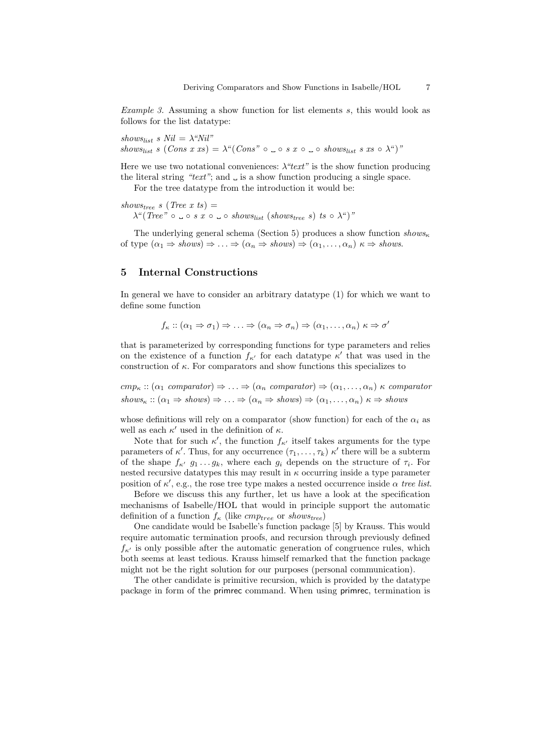*Example 3.* Assuming a show function for list elements $s$, this would look as follows for the list datatype:

$shows_{list}\ s\ Nil = \lambda\text{“}Nil\text{”}$
$shows_{list}\ s\ (Cons\ x\ xs) = \lambda\text{“}(Cons\text{”} \circ \textvisiblespace \circ s\ x \circ \textvisiblespace \circ shows_{list}\ s\ xs \circ \lambda\text{“})\text{”}$

Here we use two notational conveniences: $\lambda$“*text*” is the show function producing the literal string “*text*”; and $\textvisiblespace$ is a show function producing a single space.

For the tree datatype from the introduction it would be:

$shows_{tree}\ s\ (Tree\ x\ ts) =$
$\quad \lambda\text{“}(Tree\text{”} \circ \textvisiblespace \circ s\ x \circ \textvisiblespace \circ shows_{list}\ (shows_{tree}\ s)\ ts \circ \lambda\text{“})\text{”}$

The underlying general schema (Section 5) produces a show function $shows_\kappa$ of type $(\alpha_1 \Rightarrow shows) \Rightarrow \ldots \Rightarrow (\alpha_n \Rightarrow shows) \Rightarrow (\alpha_1, \ldots, \alpha_n)\ \kappa \Rightarrow shows$.

## 5 Internal Constructions

In general we have to consider an arbitrary datatype (1) for which we want to define some function

$$f_\kappa :: (\alpha_1 \Rightarrow \sigma_1) \Rightarrow \ldots \Rightarrow (\alpha_n \Rightarrow \sigma_n) \Rightarrow (\alpha_1, \ldots, \alpha_n)\ \kappa \Rightarrow \sigma'$$

that is parameterized by corresponding functions for type parameters and relies on the existence of a function $f_{\kappa'}$ for each datatype $\kappa'$ that was used in the construction of $\kappa$. For comparators and show functions this specializes to

$$cmp_\kappa :: (\alpha_1\ comparator) \Rightarrow \ldots \Rightarrow (\alpha_n\ comparator) \Rightarrow (\alpha_1, \ldots, \alpha_n)\ \kappa\ comparator$$
$$shows_\kappa :: (\alpha_1 \Rightarrow shows) \Rightarrow \ldots \Rightarrow (\alpha_n \Rightarrow shows) \Rightarrow (\alpha_1, \ldots, \alpha_n)\ \kappa \Rightarrow shows$$

whose definitions will rely on a comparator (show function) for each of the $\alpha_i$ as well as each $\kappa'$ used in the definition of $\kappa$.

Note that for such $\kappa'$, the function $f_{\kappa'}$ itself takes arguments for the type parameters of $\kappa'$. Thus, for any occurrence $(\tau_1, \ldots, \tau_k)\ \kappa'$ there will be a subterm of the shape $f_{\kappa'}\ g_1 \ldots g_k$, where each $g_i$ depends on the structure of $\tau_i$. For nested recursive datatypes this may result in $\kappa$ occurring inside a type parameter position of $\kappa'$, e.g., the rose tree type makes a nested occurrence inside $\alpha$ *tree list*.

Before we discuss this any further, let us have a look at the specification mechanisms of Isabelle/HOL that would in principle support the automatic definition of a function $f_\kappa$ (like $cmp_{tree}$ or $shows_{tree}$)

One candidate would be Isabelle's function package [5] by Krauss. This would require automatic termination proofs, and recursion through previously defined $f_{\kappa'}$ is only possible after the automatic generation of congruence rules, which both seems at least tedious. Krauss himself remarked that the function package might not be the right solution for our purposes (personal communication).

The other candidate is primitive recursion, which is provided by the datatype package in form of the primrec command. When using primrec, termination is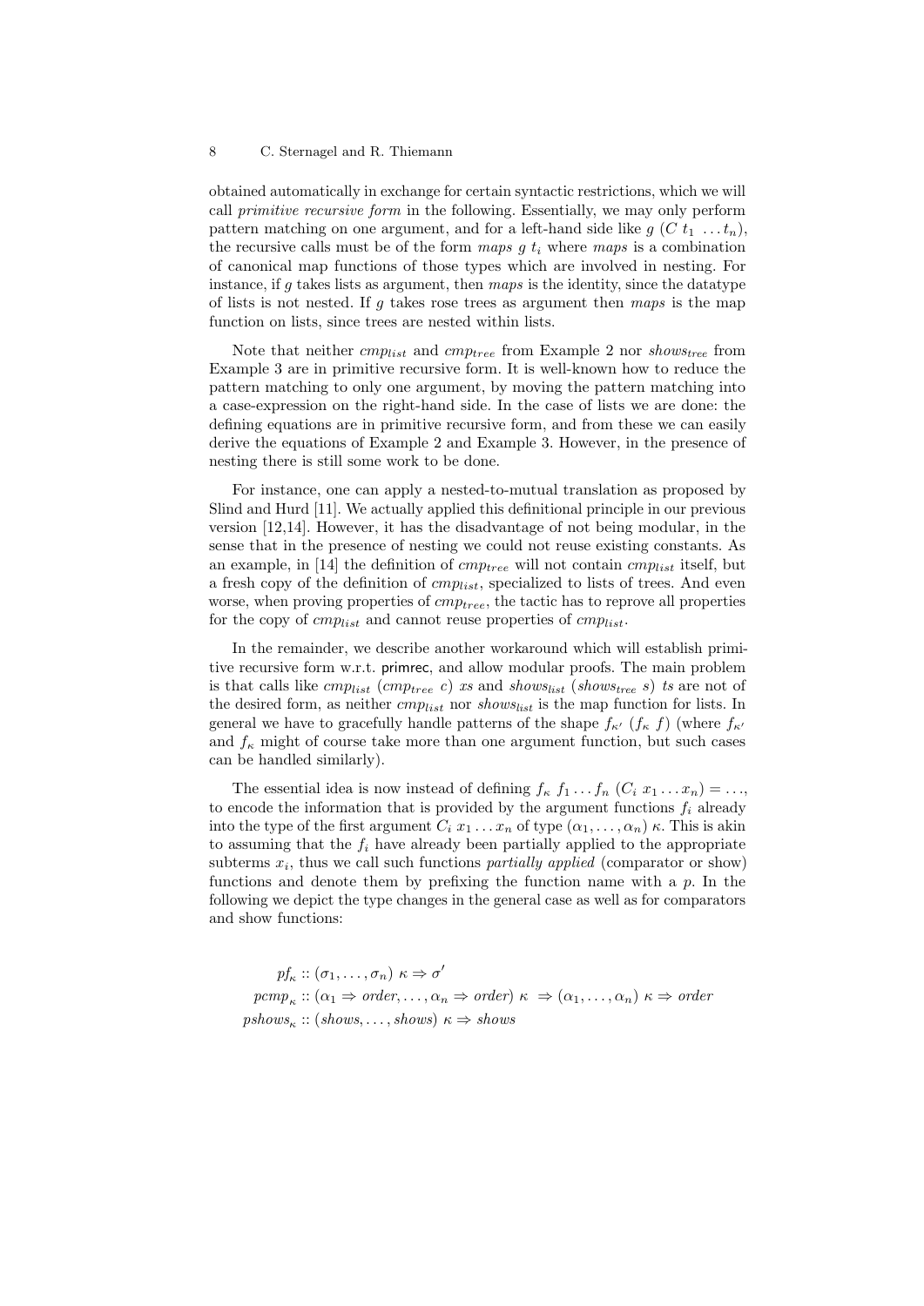obtained automatically in exchange for certain syntactic restrictions, which we will call *primitive recursive form* in the following. Essentially, we may only perform pattern matching on one argument, and for a left-hand side like $g\ (C\ t_1\ \dots t_n)$, the recursive calls must be of the form $maps\ g\ t_i$ where $maps$ is a combination of canonical map functions of those types which are involved in nesting. For instance, if $g$ takes lists as argument, then $maps$ is the identity, since the datatype of lists is not nested. If $g$ takes rose trees as argument then $maps$ is the map function on lists, since trees are nested within lists.

Note that neither $cmp_{list}$ and $cmp_{tree}$ from Example 2 nor $shows_{tree}$ from Example 3 are in primitive recursive form. It is well-known how to reduce the pattern matching to only one argument, by moving the pattern matching into a case-expression on the right-hand side. In the case of lists we are done: the defining equations are in primitive recursive form, and from these we can easily derive the equations of Example 2 and Example 3. However, in the presence of nesting there is still some work to be done.

For instance, one can apply a nested-to-mutual translation as proposed by Slind and Hurd [11]. We actually applied this definitional principle in our previous version [12,14]. However, it has the disadvantage of not being modular, in the sense that in the presence of nesting we could not reuse existing constants. As an example, in [14] the definition of $cmp_{tree}$ will not contain $cmp_{list}$ itself, but a fresh copy of the definition of $cmp_{list}$, specialized to lists of trees. And even worse, when proving properties of $cmp_{tree}$, the tactic has to reprove all properties for the copy of $cmp_{list}$ and cannot reuse properties of $cmp_{list}$.

In the remainder, we describe another workaround which will establish primitive recursive form w.r.t. primrec, and allow modular proofs. The main problem is that calls like $cmp_{list}\ (cmp_{tree}\ c)\ xs$ and $shows_{list}\ (shows_{tree}\ s)\ ts$ are not of the desired form, as neither $cmp_{list}$ nor $shows_{list}$ is the map function for lists. In general we have to gracefully handle patterns of the shape $f_{\kappa'}\ (f_\kappa\ f)$ (where $f_{\kappa'}$ and $f_\kappa$ might of course take more than one argument function, but such cases can be handled similarly).

The essential idea is now instead of defining $f_\kappa\ f_1 \dots f_n\ (C_i\ x_1 \dots x_n) = \dots$, to encode the information that is provided by the argument functions $f_i$ already into the type of the first argument $C_i\ x_1 \dots x_n$ of type $(\alpha_1, \dots, \alpha_n)\ \kappa$. This is akin to assuming that the $f_i$ have already been partially applied to the appropriate subterms $x_i$, thus we call such functions *partially applied* (comparator or show) functions and denote them by prefixing the function name with a $p$. In the following we depict the type changes in the general case as well as for comparators and show functions:

$$pf_\kappa :: (\sigma_1, \dots, \sigma_n)\ \kappa \Rightarrow \sigma'$$
$$pcmp_\kappa :: (\alpha_1 \Rightarrow order, \dots, \alpha_n \Rightarrow order)\ \kappa\ \Rightarrow (\alpha_1, \dots, \alpha_n)\ \kappa \Rightarrow order$$
$$pshows_\kappa :: (shows, \dots, shows)\ \kappa \Rightarrow shows$$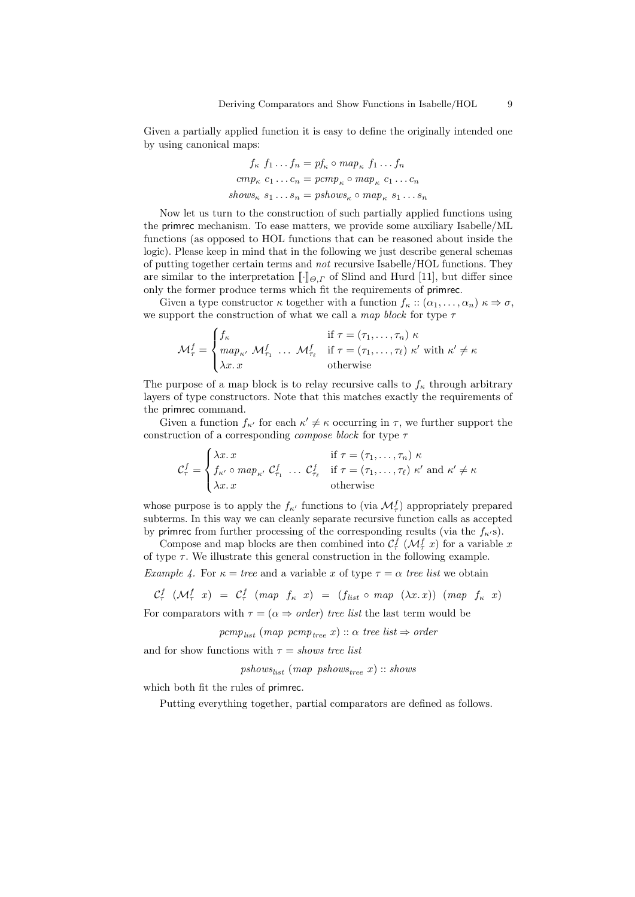Given a partially applied function it is easy to define the originally intended one by using canonical maps:

$$f_\kappa\ f_1 \ldots f_n = pf_\kappa \circ map_\kappa\ f_1 \ldots f_n$$
$$cmp_\kappa\ c_1 \ldots c_n = pcmp_\kappa \circ map_\kappa\ c_1 \ldots c_n$$
$$shows_\kappa\ s_1 \ldots s_n = pshows_\kappa \circ map_\kappa\ s_1 \ldots s_n$$

Now let us turn to the construction of such partially applied functions using the primrec mechanism. To ease matters, we provide some auxiliary Isabelle/ML functions (as opposed to HOL functions that can be reasoned about inside the logic). Please keep in mind that in the following we just describe general schemas of putting together certain terms and *not* recursive Isabelle/HOL functions. They are similar to the interpretation $[\![\cdot]\!]_{\Theta,\Gamma}$ of Slind and Hurd [11], but differ since only the former produce terms which fit the requirements of primrec.

Given a type constructor $\kappa$ together with a function $f_\kappa :: (\alpha_1, \ldots, \alpha_n)\ \kappa \Rightarrow \sigma$, we support the construction of what we call a *map block* for type $\tau$

$$\mathcal{M}^f_\tau = \begin{cases} f_\kappa & \text{if } \tau = (\tau_1, \ldots, \tau_n)\ \kappa \\ map_{\kappa'}\ \mathcal{M}^f_{\tau_1}\ \ldots\ \mathcal{M}^f_{\tau_\ell} & \text{if } \tau = (\tau_1, \ldots, \tau_\ell)\ \kappa' \text{ with } \kappa' \neq \kappa \\ \lambda x.\, x & \text{otherwise} \end{cases}$$

The purpose of a map block is to relay recursive calls to $f_\kappa$ through arbitrary layers of type constructors. Note that this matches exactly the requirements of the primrec command.

Given a function $f_{\kappa'}$ for each $\kappa' \neq \kappa$ occurring in $\tau$, we further support the construction of a corresponding *compose block* for type $\tau$

$$\mathcal{C}^f_\tau = \begin{cases} \lambda x.\, x & \text{if } \tau = (\tau_1, \ldots, \tau_n)\ \kappa \\ f_{\kappa'} \circ map_{\kappa'}\ \mathcal{C}^f_{\tau_1}\ \ldots\ \mathcal{C}^f_{\tau_\ell} & \text{if } \tau = (\tau_1, \ldots, \tau_\ell)\ \kappa' \text{ and } \kappa' \neq \kappa \\ \lambda x.\, x & \text{otherwise} \end{cases}$$

whose purpose is to apply the $f_{\kappa'}$ functions to (via $\mathcal{M}^f_\tau$) appropriately prepared subterms. In this way we can cleanly separate recursive function calls as accepted by primrec from further processing of the corresponding results (via the $f_{\kappa'}$s).

Compose and map blocks are then combined into $\mathcal{C}^f_\tau\ (\mathcal{M}^f_\tau\ x)$ for a variable $x$ of type $\tau$. We illustrate this general construction in the following example.

*Example 4.* For $\kappa = tree$ and a variable $x$ of type $\tau = \alpha\ tree\ list$ we obtain

$$\mathcal{C}^f_\tau\ \ (\mathcal{M}^f_\tau\ \ x)\ \ =\ \ \mathcal{C}^f_\tau\ \ (map\ \ f_\kappa\ \ x)\ \ =\ \ (f_{list} \circ map\ \ (\lambda x.x))\ \ (map\ \ f_\kappa\ \ x)$$

For comparators with $\tau = (\alpha \Rightarrow order)\ tree\ list$ the last term would be

$$pcmp_{list}\ (map\ pcmp_{tree}\ x) :: \alpha\ tree\ list \Rightarrow order$$

and for show functions with $\tau = shows\ tree\ list$

$$pshows_{list}\ (map\ pshows_{tree}\ x) :: shows$$

which both fit the rules of primrec.

Putting everything together, partial comparators are defined as follows.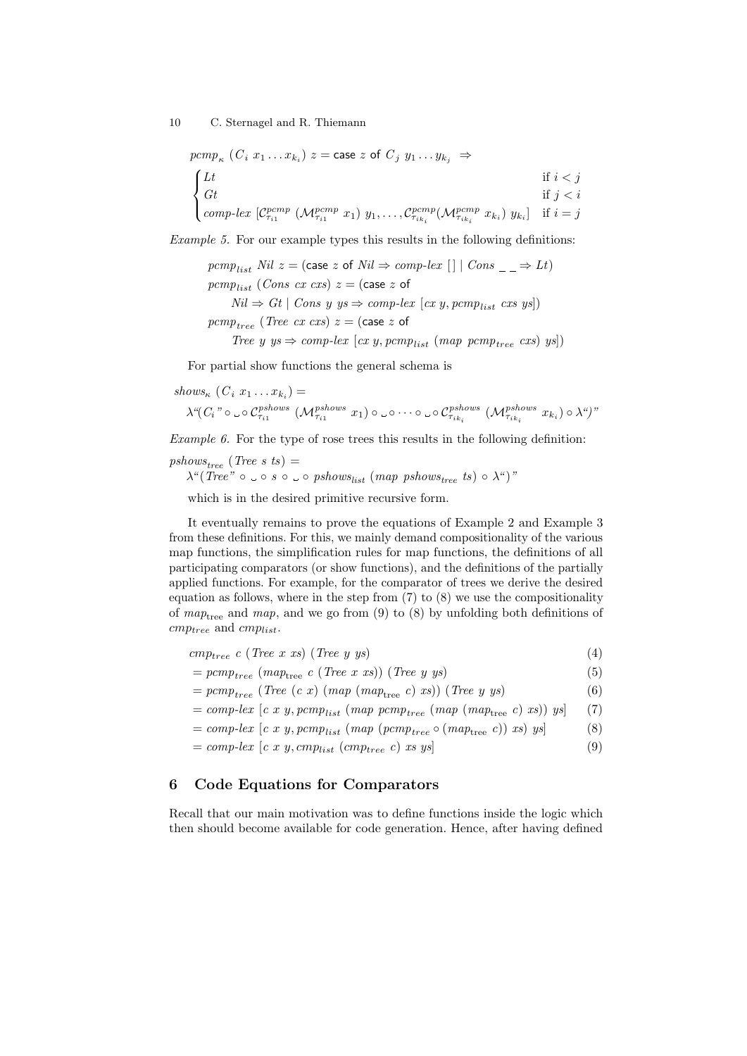$$pcmp_\kappa\ (C_i\ x_1 \ldots x_{k_i})\ z = \mathsf{case}\ z\ \mathsf{of}\ C_j\ y_1 \ldots y_{k_j}\ \Rightarrow$$

$$\begin{cases} Lt & \text{if } i < j \\ Gt & \text{if } j < i \\ comp\text{-}lex\ [\mathcal{C}^{pcmp}_{\tau_{i1}}\ (\mathcal{M}^{pcmp}_{\tau_{i1}}\ x_1)\ y_1, \ldots, \mathcal{C}^{pcmp}_{\tau_{ik_i}}(\mathcal{M}^{pcmp}_{\tau_{ik_i}}\ x_{k_i})\ y_{k_i}] & \text{if } i = j \end{cases}$$

*Example 5.* For our example types this results in the following definitions:

$$pcmp_{list}\ Nil\ z = (\mathsf{case}\ z\ \mathsf{of}\ Nil \Rightarrow comp\text{-}lex\ [\,]\ |\ Cons\ \_\ \_ \Rightarrow Lt)$$
$$pcmp_{list}\ (Cons\ cx\ cxs)\ z = (\mathsf{case}\ z\ \mathsf{of}$$
$$\quad Nil \Rightarrow Gt\ |\ Cons\ y\ ys \Rightarrow comp\text{-}lex\ [cx\ y, pcmp_{list}\ cxs\ ys])$$
$$pcmp_{tree}\ (Tree\ cx\ cxs)\ z = (\mathsf{case}\ z\ \mathsf{of}$$
$$\quad Tree\ y\ ys \Rightarrow comp\text{-}lex\ [cx\ y, pcmp_{list}\ (map\ pcmp_{tree}\ cxs)\ ys])$$

For partial show functions the general schema is

$$shows_\kappa\ (C_i\ x_1 \ldots x_{k_i}) =$$
$$\lambda\text{“}(C_i\text{”} \circ \llcorner\!\lrcorner \circ \mathcal{C}^{pshows}_{\tau_{i1}}\ (\mathcal{M}^{pshows}_{\tau_{i1}}\ x_1) \circ \llcorner\!\lrcorner \circ \cdots \circ \llcorner\!\lrcorner \circ \mathcal{C}^{pshows}_{\tau_{ik_i}}\ (\mathcal{M}^{pshows}_{\tau_{ik_i}}\ x_{k_i}) \circ \lambda\text{“})\text{”}$$

*Example 6.* For the type of rose trees this results in the following definition:

$$pshows_{tree}\ (Tree\ s\ ts) =$$
$$\lambda\text{“}(Tree\text{”} \circ \llcorner\!\lrcorner \circ s \circ \llcorner\!\lrcorner \circ pshows_{list}\ (map\ pshows_{tree}\ ts) \circ \lambda\text{“})\text{”}$$

which is in the desired primitive recursive form.

It eventually remains to prove the equations of Example 2 and Example 3 from these definitions. For this, we mainly demand compositionality of the various map functions, the simplification rules for map functions, the definitions of all participating comparators (or show functions), and the definitions of the partially applied functions. For example, for the comparator of trees we derive the desired equation as follows, where in the step from (7) to (8) we use the compositionality of $map_{\mathrm{tree}}$ and $map$, and we go from (9) to (8) by unfolding both definitions of $cmp_{tree}$ and $cmp_{list}$.

$$cmp_{tree}\ c\ (Tree\ x\ xs)\ (Tree\ y\ ys) \tag{4}$$
$$= pcmp_{tree}\ (map_{\mathrm{tree}}\ c\ (Tree\ x\ xs))\ (Tree\ y\ ys) \tag{5}$$
$$= pcmp_{tree}\ (Tree\ (c\ x)\ (map\ (map_{\mathrm{tree}}\ c)\ xs))\ (Tree\ y\ ys) \tag{6}$$
$$= comp\text{-}lex\ [c\ x\ y, pcmp_{list}\ (map\ pcmp_{tree}\ (map\ (map_{\mathrm{tree}}\ c)\ xs))\ ys] \tag{7}$$
$$= comp\text{-}lex\ [c\ x\ y, pcmp_{list}\ (map\ (pcmp_{tree} \circ (map_{\mathrm{tree}}\ c))\ xs)\ ys] \tag{8}$$
$$= comp\text{-}lex\ [c\ x\ y, cmp_{list}\ (cmp_{tree}\ c)\ xs\ ys] \tag{9}$$

## 6 Code Equations for Comparators

Recall that our main motivation was to define functions inside the logic which then should become available for code generation. Hence, after having defined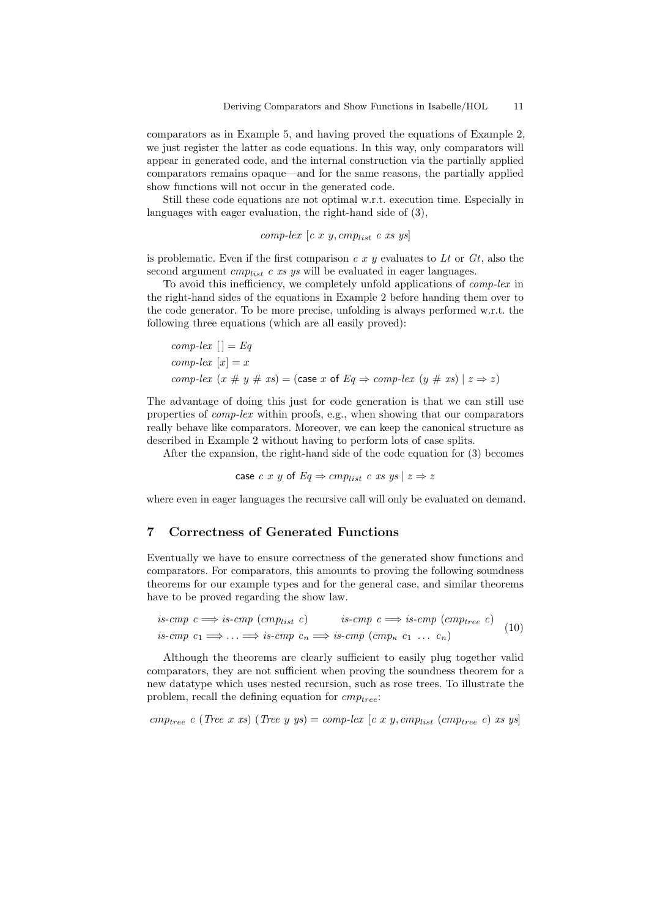comparators as in Example 5, and having proved the equations of Example 2, we just register the latter as code equations. In this way, only comparators will appear in generated code, and the internal construction via the partially applied comparators remains opaque—and for the same reasons, the partially applied show functions will not occur in the generated code.

Still these code equations are not optimal w.r.t. execution time. Especially in languages with eager evaluation, the right-hand side of (3),

$$\mathit{comp\text{-}lex}\ [c\ x\ y, \mathit{cmp}_{list}\ c\ \mathit{xs}\ \mathit{ys}]$$

is problematic. Even if the first comparison $c\ x\ y$ evaluates to $\mathit{Lt}$ or $\mathit{Gt}$, also the second argument $\mathit{cmp}_{list}\ c\ \mathit{xs}\ \mathit{ys}$ will be evaluated in eager languages.

To avoid this inefficiency, we completely unfold applications of *comp-lex* in the right-hand sides of the equations in Example 2 before handing them over to the code generator. To be more precise, unfolding is always performed w.r.t. the following three equations (which are all easily proved):

$$\begin{aligned}
&\mathit{comp\text{-}lex}\ [\,] = \mathit{Eq}\\
&\mathit{comp\text{-}lex}\ [x] = x\\
&\mathit{comp\text{-}lex}\ (x \,\#\, y \,\#\, \mathit{xs}) = (\mathsf{case}\ x\ \mathsf{of}\ \mathit{Eq} \Rightarrow \mathit{comp\text{-}lex}\ (y \,\#\, \mathit{xs}) \mid z \Rightarrow z)
\end{aligned}$$

The advantage of doing this just for code generation is that we can still use properties of *comp-lex* within proofs, e.g., when showing that our comparators really behave like comparators. Moreover, we can keep the canonical structure as described in Example 2 without having to perform lots of case splits.

After the expansion, the right-hand side of the code equation for (3) becomes

$$\mathsf{case}\ c\ x\ y\ \mathsf{of}\ \mathit{Eq} \Rightarrow \mathit{cmp}_{list}\ c\ \mathit{xs}\ \mathit{ys} \mid z \Rightarrow z$$

where even in eager languages the recursive call will only be evaluated on demand.

## 7 Correctness of Generated Functions

Eventually we have to ensure correctness of the generated show functions and comparators. For comparators, this amounts to proving the following soundness theorems for our example types and for the general case, and similar theorems have to be proved regarding the show law.

$$\begin{aligned}
&\mathit{is\text{-}cmp}\ c \Longrightarrow \mathit{is\text{-}cmp}\ (\mathit{cmp}_{list}\ c) \qquad \mathit{is\text{-}cmp}\ c \Longrightarrow \mathit{is\text{-}cmp}\ (\mathit{cmp}_{tree}\ c)\\
&\mathit{is\text{-}cmp}\ c_1 \Longrightarrow \ldots \Longrightarrow \mathit{is\text{-}cmp}\ c_n \Longrightarrow \mathit{is\text{-}cmp}\ (\mathit{cmp}_\kappa\ c_1\ \ldots\ c_n)
\end{aligned} \tag{10}$$

Although the theorems are clearly sufficient to easily plug together valid comparators, they are not sufficient when proving the soundness theorem for a new datatype which uses nested recursion, such as rose trees. To illustrate the problem, recall the defining equation for $\mathit{cmp}_{tree}$:

$$\mathit{cmp}_{tree}\ c\ (\mathit{Tree}\ x\ \mathit{xs})\ (\mathit{Tree}\ y\ \mathit{ys}) = \mathit{comp\text{-}lex}\ [c\ x\ y, \mathit{cmp}_{list}\ (\mathit{cmp}_{tree}\ c)\ \mathit{xs}\ \mathit{ys}]$$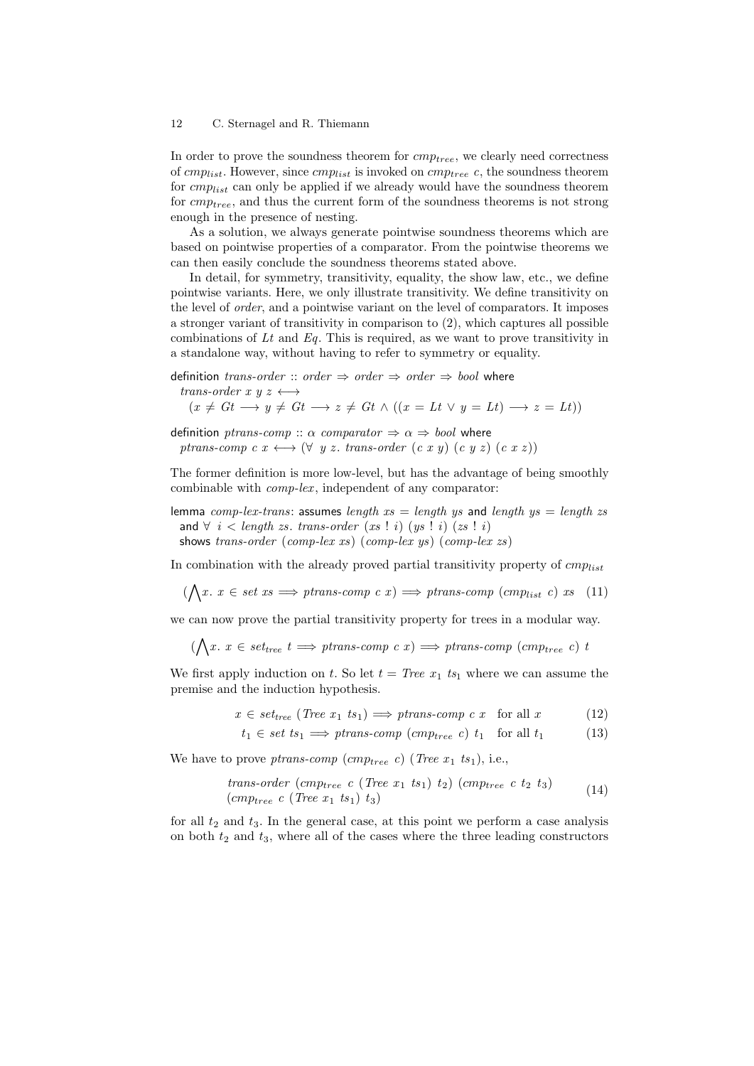In order to prove the soundness theorem for $cmp_{tree}$, we clearly need correctness of $cmp_{list}$. However, since $cmp_{list}$ is invoked on $cmp_{tree}\ c$, the soundness theorem for $cmp_{list}$ can only be applied if we already would have the soundness theorem for $cmp_{tree}$, and thus the current form of the soundness theorems is not strong enough in the presence of nesting.

As a solution, we always generate pointwise soundness theorems which are based on pointwise properties of a comparator. From the pointwise theorems we can then easily conclude the soundness theorems stated above.

In detail, for symmetry, transitivity, equality, the show law, etc., we define pointwise variants. Here, we only illustrate transitivity. We define transitivity on the level of *order*, and a pointwise variant on the level of comparators. It imposes a stronger variant of transitivity in comparison to (2), which captures all possible combinations of *Lt* and *Eq*. This is required, as we want to prove transitivity in a standalone way, without having to refer to symmetry or equality.

definition $\mathit{trans\text{-}order} :: \mathit{order} \Rightarrow \mathit{order} \Rightarrow \mathit{order} \Rightarrow \mathit{bool}$ where
  $\mathit{trans\text{-}order}\ x\ y\ z \longleftrightarrow$
  $(x \neq Gt \longrightarrow y \neq Gt \longrightarrow z \neq Gt \wedge ((x = Lt \vee y = Lt) \longrightarrow z = Lt))$

definition $\mathit{ptrans\text{-}comp} :: \alpha\ \mathit{comparator} \Rightarrow \alpha \Rightarrow \mathit{bool}$ where
  $\mathit{ptrans\text{-}comp}\ c\ x \longleftrightarrow (\forall\ y\ z.\ \mathit{trans\text{-}order}\ (c\ x\ y)\ (c\ y\ z)\ (c\ x\ z))$

The former definition is more low-level, but has the advantage of being smoothly combinable with *comp-lex*, independent of any comparator:

lemma *comp-lex-trans*: assumes $\mathit{length}\ xs = \mathit{length}\ ys$ and $\mathit{length}\ ys = \mathit{length}\ zs$
  and $\forall\ i < \mathit{length}\ zs.\ \mathit{trans\text{-}order}\ (xs\ !\ i)\ (ys\ !\ i)\ (zs\ !\ i)$
  shows $\mathit{trans\text{-}order}\ (\mathit{comp\text{-}lex}\ xs)\ (\mathit{comp\text{-}lex}\ ys)\ (\mathit{comp\text{-}lex}\ zs)$

In combination with the already proved partial transitivity property of $cmp_{list}$

$$(\bigwedge x.\ x \in \mathit{set}\ xs \Longrightarrow \mathit{ptrans\text{-}comp}\ c\ x) \Longrightarrow \mathit{ptrans\text{-}comp}\ (cmp_{list}\ c)\ xs \quad (11)$$

we can now prove the partial transitivity property for trees in a modular way.

$$(\bigwedge x.\ x \in \mathit{set}_{tree}\ t \Longrightarrow \mathit{ptrans\text{-}comp}\ c\ x) \Longrightarrow \mathit{ptrans\text{-}comp}\ (cmp_{tree}\ c)\ t$$

We first apply induction on $t$. So let $t = \mathit{Tree}\ x_1\ ts_1$ where we can assume the premise and the induction hypothesis.

$$x \in \mathit{set}_{tree}\ (\mathit{Tree}\ x_1\ ts_1) \Longrightarrow \mathit{ptrans\text{-}comp}\ c\ x \quad \text{for all } x \quad (12)$$

$$t_1 \in \mathit{set}\ ts_1 \Longrightarrow \mathit{ptrans\text{-}comp}\ (cmp_{tree}\ c)\ t_1 \quad \text{for all } t_1 \quad (13)$$

We have to prove $\mathit{ptrans\text{-}comp}\ (cmp_{tree}\ c)\ (\mathit{Tree}\ x_1\ ts_1)$, i.e.,

$$\begin{array}{l}\mathit{trans\text{-}order}\ (cmp_{tree}\ c\ (\mathit{Tree}\ x_1\ ts_1)\ t_2)\ (cmp_{tree}\ c\ t_2\ t_3) \\ (cmp_{tree}\ c\ (\mathit{Tree}\ x_1\ ts_1)\ t_3)\end{array} \quad (14)$$

for all $t_2$ and $t_3$. In the general case, at this point we perform a case analysis on both $t_2$ and $t_3$, where all of the cases where the three leading constructors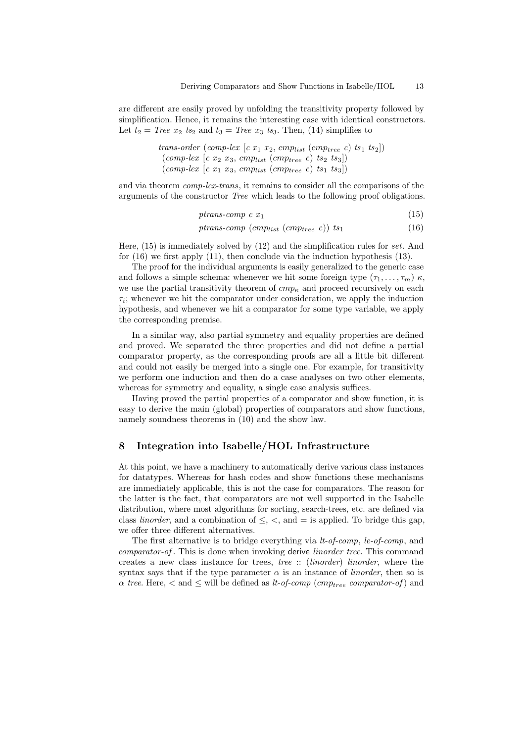are different are easily proved by unfolding the transitivity property followed by simplification. Hence, it remains the interesting case with identical constructors. Let $t_2 = \mathit{Tree}\ x_2\ ts_2$ and $t_3 = \mathit{Tree}\ x_3\ ts_3$. Then, (14) simplifies to

$$\begin{aligned}
&\mathit{trans\text{-}order}\ (\mathit{comp\text{-}lex}\ [c\ x_1\ x_2,\ \mathit{cmp}_{list}\ (\mathit{cmp}_{tree}\ c)\ ts_1\ ts_2])\\
&\ (\mathit{comp\text{-}lex}\ [c\ x_2\ x_3,\ \mathit{cmp}_{list}\ (\mathit{cmp}_{tree}\ c)\ ts_2\ ts_3])\\
&\ (\mathit{comp\text{-}lex}\ [c\ x_1\ x_3,\ \mathit{cmp}_{list}\ (\mathit{cmp}_{tree}\ c)\ ts_1\ ts_3])
\end{aligned}$$

and via theorem *comp-lex-trans*, it remains to consider all the comparisons of the arguments of the constructor *Tree* which leads to the following proof obligations.

$$\mathit{ptrans\text{-}comp}\ c\ x_1 \tag{15}$$

$$\mathit{ptrans\text{-}comp}\ (\mathit{cmp}_{list}\ (\mathit{cmp}_{tree}\ c))\ ts_1 \tag{16}$$

Here, (15) is immediately solved by (12) and the simplification rules for *set*. And for (16) we first apply (11), then conclude via the induction hypothesis (13).

The proof for the individual arguments is easily generalized to the generic case and follows a simple schema: whenever we hit some foreign type $(\tau_1, \ldots, \tau_m)\ \kappa$, we use the partial transitivity theorem of $\mathit{cmp}_\kappa$ and proceed recursively on each $\tau_i$; whenever we hit the comparator under consideration, we apply the induction hypothesis, and whenever we hit a comparator for some type variable, we apply the corresponding premise.

In a similar way, also partial symmetry and equality properties are defined and proved. We separated the three properties and did not define a partial comparator property, as the corresponding proofs are all a little bit different and could not easily be merged into a single one. For example, for transitivity we perform one induction and then do a case analyses on two other elements, whereas for symmetry and equality, a single case analysis suffices.

Having proved the partial properties of a comparator and show function, it is easy to derive the main (global) properties of comparators and show functions, namely soundness theorems in (10) and the show law.

## 8 Integration into Isabelle/HOL Infrastructure

At this point, we have a machinery to automatically derive various class instances for datatypes. Whereas for hash codes and show functions these mechanisms are immediately applicable, this is not the case for comparators. The reason for the latter is the fact, that comparators are not well supported in the Isabelle distribution, where most algorithms for sorting, search-trees, etc. are defined via class *linorder*, and a combination of $\leq$, $<$, and $=$ is applied. To bridge this gap, we offer three different alternatives.

The first alternative is to bridge everything via *lt-of-comp*, *le-of-comp*, and *comparator-of*. This is done when invoking derive *linorder tree*. This command creates a new class instance for trees, *tree* :: (*linorder*) *linorder*, where the syntax says that if the type parameter $\alpha$ is an instance of *linorder*, then so is $\alpha$ *tree*. Here, $<$ and $\leq$ will be defined as *lt-of-comp* ($\mathit{cmp}_{tree}$ *comparator-of*) and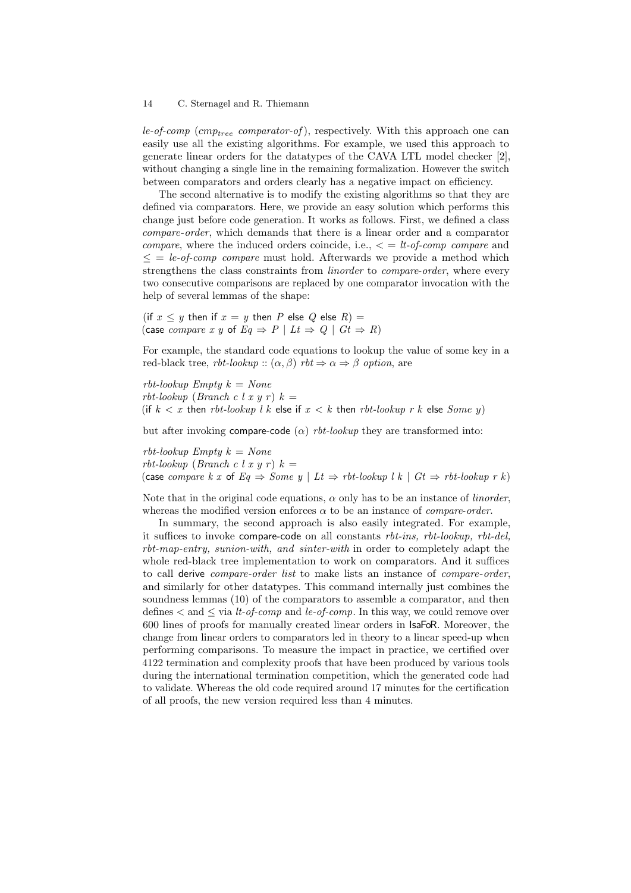*le-of-comp* ($cmp_{tree}$ *comparator-of*), respectively. With this approach one can easily use all the existing algorithms. For example, we used this approach to generate linear orders for the datatypes of the CAVA LTL model checker [2], without changing a single line in the remaining formalization. However the switch between comparators and orders clearly has a negative impact on efficiency.

The second alternative is to modify the existing algorithms so that they are defined via comparators. Here, we provide an easy solution which performs this change just before code generation. It works as follows. First, we defined a class *compare-order*, which demands that there is a linear order and a comparator *compare*, where the induced orders coincide, i.e., $<$ = *lt-of-comp compare* and $\leq$ = *le-of-comp compare* must hold. Afterwards we provide a method which strengthens the class constraints from *linorder* to *compare-order*, where every two consecutive comparisons are replaced by one comparator invocation with the help of several lemmas of the shape:

(if $x \leq y$ then if $x = y$ then $P$ else $Q$ else $R$) =
(case *compare* $x$ $y$ of $Eq \Rightarrow P \mid Lt \Rightarrow Q \mid Gt \Rightarrow R$)

For example, the standard code equations to lookup the value of some key in a red-black tree, *rbt-lookup* :: $(\alpha, \beta)$ *rbt* $\Rightarrow \alpha \Rightarrow \beta$ *option*, are

*rbt-lookup Empty k* = *None*
*rbt-lookup* (*Branch c l x y r*) *k* =
(if $k < x$ then *rbt-lookup l k* else if $x < k$ then *rbt-lookup r k* else *Some y*)

but after invoking compare-code ($\alpha$) *rbt-lookup* they are transformed into:

*rbt-lookup Empty k* = *None*
*rbt-lookup* (*Branch c l x y r*) *k* =
(case *compare k x* of $Eq \Rightarrow$ *Some y* $\mid Lt \Rightarrow$ *rbt-lookup l k* $\mid Gt \Rightarrow$ *rbt-lookup r k*)

Note that in the original code equations, $\alpha$ only has to be an instance of *linorder*, whereas the modified version enforces $\alpha$ to be an instance of *compare-order*.

In summary, the second approach is also easily integrated. For example, it suffices to invoke compare-code on all constants *rbt-ins, rbt-lookup, rbt-del, rbt-map-entry, sunion-with, and sinter-with* in order to completely adapt the whole red-black tree implementation to work on comparators. And it suffices to call derive *compare-order list* to make lists an instance of *compare-order*, and similarly for other datatypes. This command internally just combines the soundness lemmas (10) of the comparators to assemble a comparator, and then defines $<$ and $\leq$ via *lt-of-comp* and *le-of-comp*. In this way, we could remove over 600 lines of proofs for manually created linear orders in IsaFoR. Moreover, the change from linear orders to comparators led in theory to a linear speed-up when performing comparisons. To measure the impact in practice, we certified over 4122 termination and complexity proofs that have been produced by various tools during the international termination competition, which the generated code had to validate. Whereas the old code required around 17 minutes for the certification of all proofs, the new version required less than 4 minutes.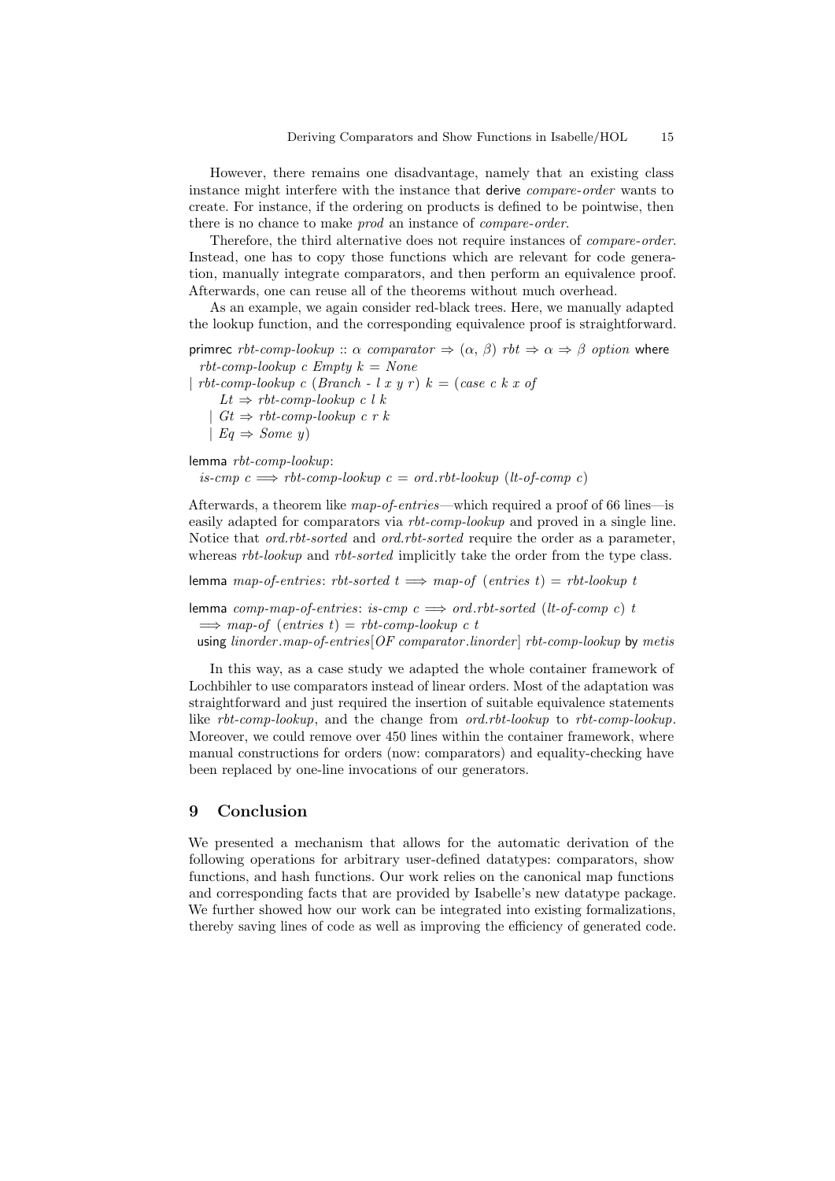However, there remains one disadvantage, namely that an existing class instance might interfere with the instance that derive *compare-order* wants to create. For instance, if the ordering on products is defined to be pointwise, then there is no chance to make *prod* an instance of *compare-order*.

Therefore, the third alternative does not require instances of *compare-order*. Instead, one has to copy those functions which are relevant for code generation, manually integrate comparators, and then perform an equivalence proof. Afterwards, one can reuse all of the theorems without much overhead.

As an example, we again consider red-black trees. Here, we manually adapted the lookup function, and the corresponding equivalence proof is straightforward.

```
primrec rbt-comp-lookup :: α comparator ⇒ (α, β) rbt ⇒ α ⇒ β option where
  rbt-comp-lookup c Empty k = None
| rbt-comp-lookup c (Branch - l x y r) k = (case c k x of
    Lt ⇒ rbt-comp-lookup c l k
  | Gt ⇒ rbt-comp-lookup c r k
  | Eq ⇒ Some y)

lemma rbt-comp-lookup:
  is-cmp c ⟹ rbt-comp-lookup c = ord.rbt-lookup (lt-of-comp c)
```

Afterwards, a theorem like *map-of-entries*—which required a proof of 66 lines—is easily adapted for comparators via *rbt-comp-lookup* and proved in a single line. Notice that *ord.rbt-sorted* and *ord.rbt-sorted* require the order as a parameter, whereas *rbt-lookup* and *rbt-sorted* implicitly take the order from the type class.

```
lemma map-of-entries: rbt-sorted t ⟹ map-of (entries t) = rbt-lookup t

lemma comp-map-of-entries: is-cmp c ⟹ ord.rbt-sorted (lt-of-comp c) t
  ⟹ map-of (entries t) = rbt-comp-lookup c t
  using linorder.map-of-entries[OF comparator.linorder] rbt-comp-lookup by metis
```

In this way, as a case study we adapted the whole container framework of Lochbihler to use comparators instead of linear orders. Most of the adaptation was straightforward and just required the insertion of suitable equivalence statements like *rbt-comp-lookup*, and the change from *ord.rbt-lookup* to *rbt-comp-lookup*. Moreover, we could remove over 450 lines within the container framework, where manual constructions for orders (now: comparators) and equality-checking have been replaced by one-line invocations of our generators.

## 9 Conclusion

We presented a mechanism that allows for the automatic derivation of the following operations for arbitrary user-defined datatypes: comparators, show functions, and hash functions. Our work relies on the canonical map functions and corresponding facts that are provided by Isabelle's new datatype package. We further showed how our work can be integrated into existing formalizations, thereby saving lines of code as well as improving the efficiency of generated code.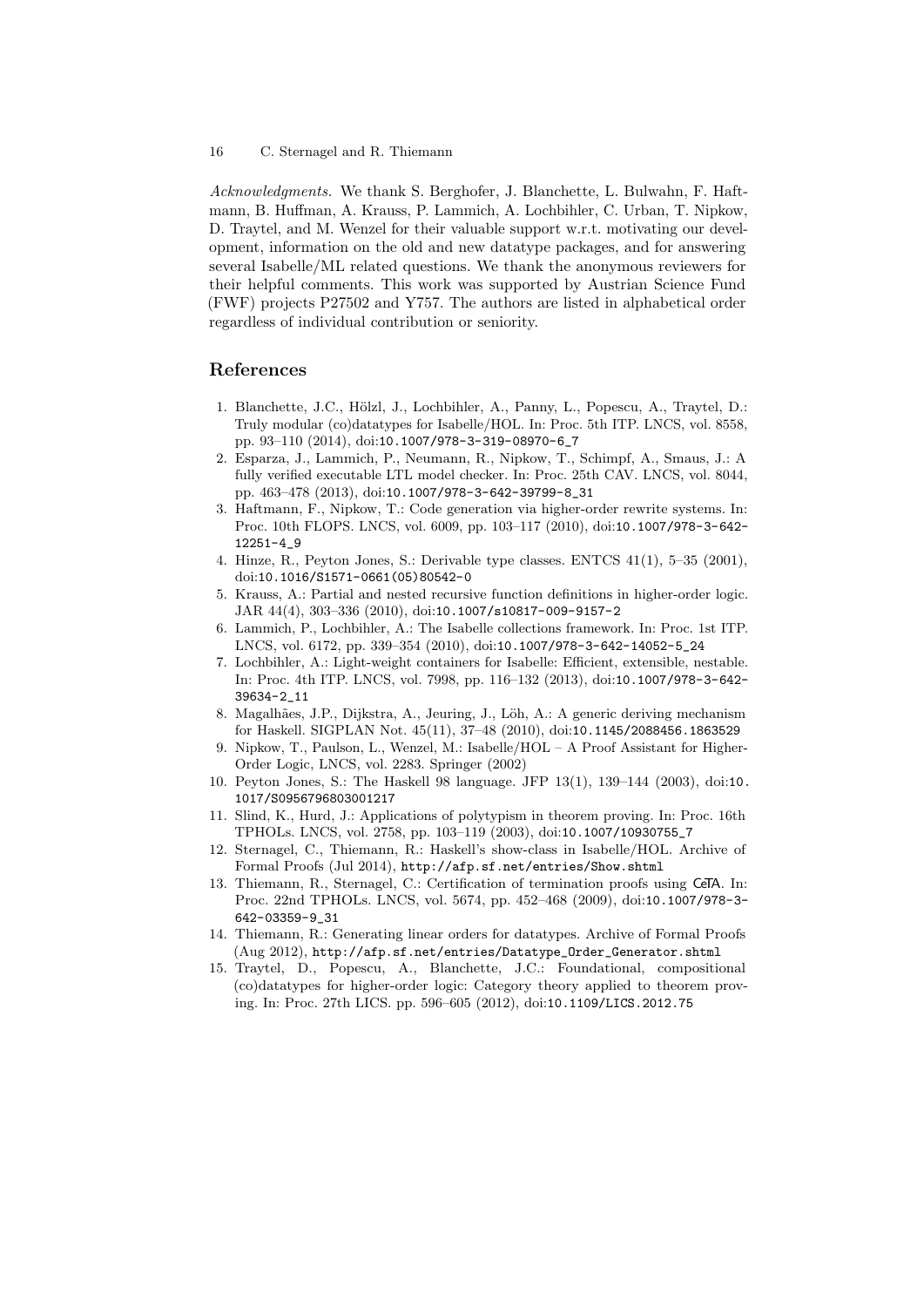*Acknowledgments.* We thank S. Berghofer, J. Blanchette, L. Bulwahn, F. Haftmann, B. Huffman, A. Krauss, P. Lammich, A. Lochbihler, C. Urban, T. Nipkow, D. Traytel, and M. Wenzel for their valuable support w.r.t. motivating our development, information on the old and new datatype packages, and for answering several Isabelle/ML related questions. We thank the anonymous reviewers for their helpful comments. This work was supported by Austrian Science Fund (FWF) projects P27502 and Y757. The authors are listed in alphabetical order regardless of individual contribution or seniority.

## References

1. Blanchette, J.C., Hölzl, J., Lochbihler, A., Panny, L., Popescu, A., Traytel, D.: Truly modular (co)datatypes for Isabelle/HOL. In: Proc. 5th ITP. LNCS, vol. 8558, pp. 93–110 (2014), doi:`10.1007/978-3-319-08970-6_7`
2. Esparza, J., Lammich, P., Neumann, R., Nipkow, T., Schimpf, A., Smaus, J.: A fully verified executable LTL model checker. In: Proc. 25th CAV. LNCS, vol. 8044, pp. 463–478 (2013), doi:`10.1007/978-3-642-39799-8_31`
3. Haftmann, F., Nipkow, T.: Code generation via higher-order rewrite systems. In: Proc. 10th FLOPS. LNCS, vol. 6009, pp. 103–117 (2010), doi:`10.1007/978-3-642-12251-4_9`
4. Hinze, R., Peyton Jones, S.: Derivable type classes. ENTCS 41(1), 5–35 (2001), doi:`10.1016/S1571-0661(05)80542-0`
5. Krauss, A.: Partial and nested recursive function definitions in higher-order logic. JAR 44(4), 303–336 (2010), doi:`10.1007/s10817-009-9157-2`
6. Lammich, P., Lochbihler, A.: The Isabelle collections framework. In: Proc. 1st ITP. LNCS, vol. 6172, pp. 339–354 (2010), doi:`10.1007/978-3-642-14052-5_24`
7. Lochbihler, A.: Light-weight containers for Isabelle: Efficient, extensible, nestable. In: Proc. 4th ITP. LNCS, vol. 7998, pp. 116–132 (2013), doi:`10.1007/978-3-642-39634-2_11`
8. Magalhães, J.P., Dijkstra, A., Jeuring, J., Löh, A.: A generic deriving mechanism for Haskell. SIGPLAN Not. 45(11), 37–48 (2010), doi:`10.1145/2088456.1863529`
9. Nipkow, T., Paulson, L., Wenzel, M.: Isabelle/HOL – A Proof Assistant for Higher-Order Logic, LNCS, vol. 2283. Springer (2002)
10. Peyton Jones, S.: The Haskell 98 language. JFP 13(1), 139–144 (2003), doi:`10.1017/S0956796803001217`
11. Slind, K., Hurd, J.: Applications of polytypism in theorem proving. In: Proc. 16th TPHOLs. LNCS, vol. 2758, pp. 103–119 (2003), doi:`10.1007/10930755_7`
12. Sternagel, C., Thiemann, R.: Haskell's show-class in Isabelle/HOL. Archive of Formal Proofs (Jul 2014), `http://afp.sf.net/entries/Show.shtml`
13. Thiemann, R., Sternagel, C.: Certification of termination proofs using CeTA. In: Proc. 22nd TPHOLs. LNCS, vol. 5674, pp. 452–468 (2009), doi:`10.1007/978-3-642-03359-9_31`
14. Thiemann, R.: Generating linear orders for datatypes. Archive of Formal Proofs (Aug 2012), `http://afp.sf.net/entries/Datatype_Order_Generator.shtml`
15. Traytel, D., Popescu, A., Blanchette, J.C.: Foundational, compositional (co)datatypes for higher-order logic: Category theory applied to theorem proving. In: Proc. 27th LICS. pp. 596–605 (2012), doi:`10.1109/LICS.2012.75`